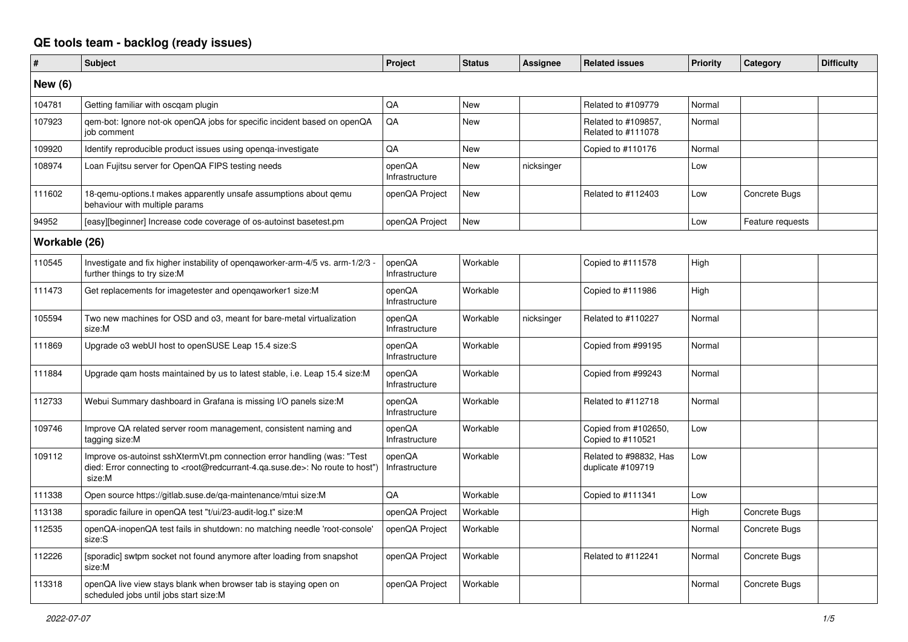# QE tools team - backlog (ready issues)

| # | Subject | Project | Status | Assignee | Related issues | Priority | Category | Difficulty |
|---|---|---|---|---|---|---|---|---|
| **New (6)** | | | | | | | | |
| 104781 | Getting familiar with oscqam plugin | QA | New | | Related to #109779 | Normal | | |
| 107923 | qem-bot: Ignore not-ok openQA jobs for specific incident based on openQA job comment | QA | New | | Related to #109857, Related to #111078 | Normal | | |
| 109920 | Identify reproducible product issues using openqa-investigate | QA | New | | Copied to #110176 | Normal | | |
| 108974 | Loan Fujitsu server for OpenQA FIPS testing needs | openQA Infrastructure | New | nicksinger | | Low | | |
| 111602 | 18-qemu-options.t makes apparently unsafe assumptions about qemu behaviour with multiple params | openQA Project | New | | Related to #112403 | Low | Concrete Bugs | |
| 94952 | [easy][beginner] Increase code coverage of os-autoinst basetest.pm | openQA Project | New | | | Low | Feature requests | |
| **Workable (26)** | | | | | | | | |
| 110545 | Investigate and fix higher instability of openqaworker-arm-4/5 vs. arm-1/2/3 - further things to try size:M | openQA Infrastructure | Workable | | Copied to #111578 | High | | |
| 111473 | Get replacements for imagetester and openqaworker1 size:M | openQA Infrastructure | Workable | | Copied to #111986 | High | | |
| 105594 | Two new machines for OSD and o3, meant for bare-metal virtualization size:M | openQA Infrastructure | Workable | nicksinger | Related to #110227 | Normal | | |
| 111869 | Upgrade o3 webUI host to openSUSE Leap 15.4 size:S | openQA Infrastructure | Workable | | Copied from #99195 | Normal | | |
| 111884 | Upgrade qam hosts maintained by us to latest stable, i.e. Leap 15.4 size:M | openQA Infrastructure | Workable | | Copied from #99243 | Normal | | |
| 112733 | Webui Summary dashboard in Grafana is missing I/O panels size:M | openQA Infrastructure | Workable | | Related to #112718 | Normal | | |
| 109746 | Improve QA related server room management, consistent naming and tagging size:M | openQA Infrastructure | Workable | | Copied from #102650, Copied to #110521 | Low | | |
| 109112 | Improve os-autoinst sshXtermVt.pm connection error handling (was: "Test died: Error connecting to <root@redcurrant-4.qa.suse.de>: No route to host") size:M | openQA Infrastructure | Workable | | Related to #98832, Has duplicate #109719 | Low | | |
| 111338 | Open source https://gitlab.suse.de/qa-maintenance/mtui size:M | QA | Workable | | Copied to #111341 | Low | | |
| 113138 | sporadic failure in openQA test "t/ui/23-audit-log.t" size:M | openQA Project | Workable | | | High | Concrete Bugs | |
| 112535 | openQA-inopenQA test fails in shutdown: no matching needle 'root-console' size:S | openQA Project | Workable | | | Normal | Concrete Bugs | |
| 112226 | [sporadic] swtpm socket not found anymore after loading from snapshot size:M | openQA Project | Workable | | Related to #112241 | Normal | Concrete Bugs | |
| 113318 | openQA live view stays blank when browser tab is staying open on scheduled jobs until jobs start size:M | openQA Project | Workable | | | Normal | Concrete Bugs | |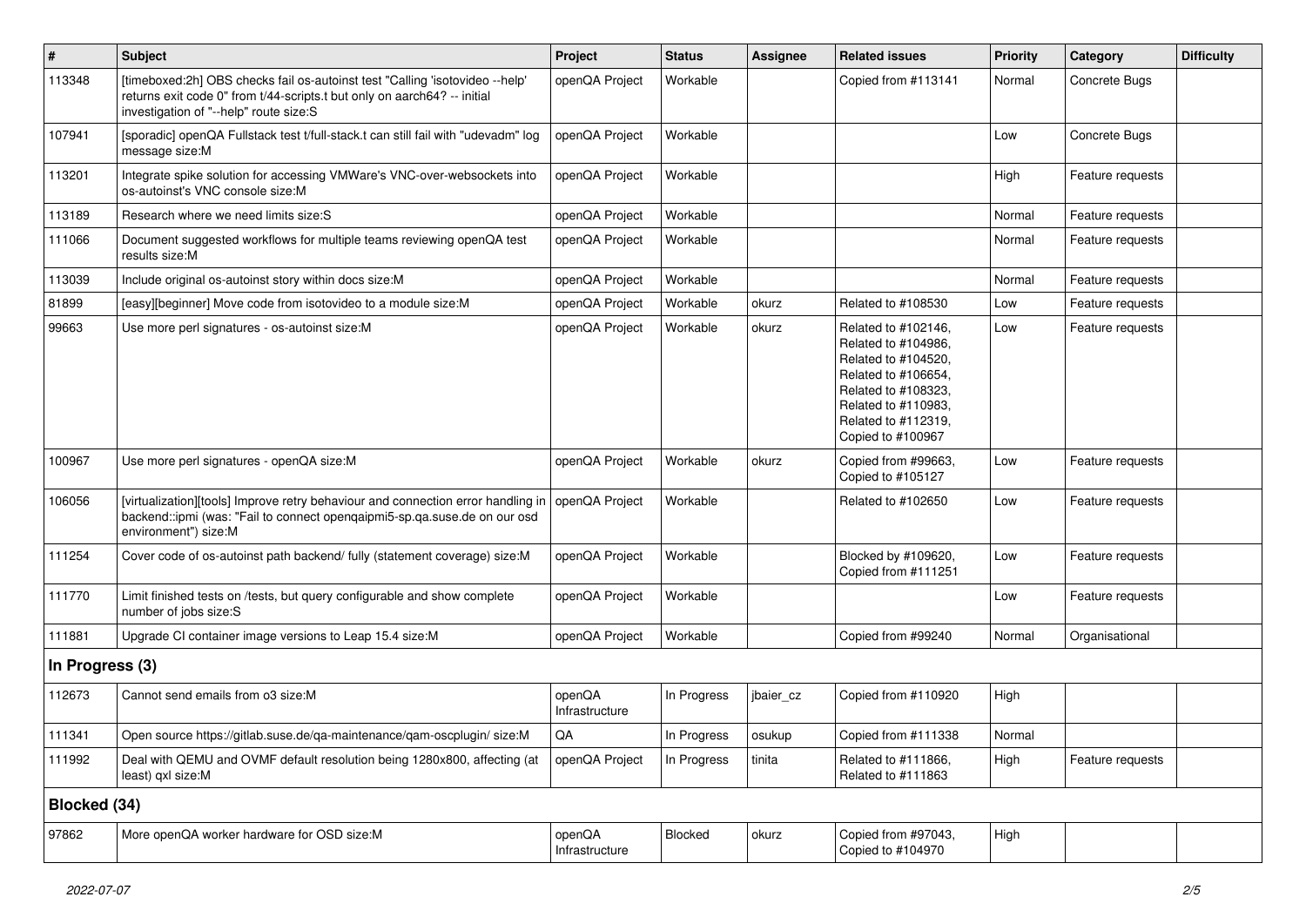| # | Subject | Project | Status | Assignee | Related issues | Priority | Category | Difficulty |
|---|---|---|---|---|---|---|---|---|
| 113348 | [timeboxed:2h] OBS checks fail os-autoinst test "Calling 'isotovideo --help' returns exit code 0" from t/44-scripts.t but only on aarch64? -- initial investigation of "--help" route size:S | openQA Project | Workable | | Copied from #113141 | Normal | Concrete Bugs | |
| 107941 | [sporadic] openQA Fullstack test t/full-stack.t can still fail with "udevadm" log message size:M | openQA Project | Workable | | | Low | Concrete Bugs | |
| 113201 | Integrate spike solution for accessing VMWare's VNC-over-websockets into os-autoinst's VNC console size:M | openQA Project | Workable | | | High | Feature requests | |
| 113189 | Research where we need limits size:S | openQA Project | Workable | | | Normal | Feature requests | |
| 111066 | Document suggested workflows for multiple teams reviewing openQA test results size:M | openQA Project | Workable | | | Normal | Feature requests | |
| 113039 | Include original os-autoinst story within docs size:M | openQA Project | Workable | | | Normal | Feature requests | |
| 81899 | [easy][beginner] Move code from isotovideo to a module size:M | openQA Project | Workable | okurz | Related to #108530 | Low | Feature requests | |
| 99663 | Use more perl signatures - os-autoinst size:M | openQA Project | Workable | okurz | Related to #102146, Related to #104986, Related to #104520, Related to #106654, Related to #108323, Related to #110983, Related to #112319, Copied to #100967 | Low | Feature requests | |
| 100967 | Use more perl signatures - openQA size:M | openQA Project | Workable | okurz | Copied from #99663, Copied to #105127 | Low | Feature requests | |
| 106056 | [virtualization][tools] Improve retry behaviour and connection error handling in backend::ipmi (was: "Fail to connect openqaipmi5-sp.qa.suse.de on our osd environment") size:M | openQA Project | Workable | | Related to #102650 | Low | Feature requests | |
| 111254 | Cover code of os-autoinst path backend/ fully (statement coverage) size:M | openQA Project | Workable | | Blocked by #109620, Copied from #111251 | Low | Feature requests | |
| 111770 | Limit finished tests on /tests, but query configurable and show complete number of jobs size:S | openQA Project | Workable | | | Low | Feature requests | |
| 111881 | Upgrade CI container image versions to Leap 15.4 size:M | openQA Project | Workable | | Copied from #99240 | Normal | Organisational | |
| **In Progress (3)** | | | | | | | | |
| 112673 | Cannot send emails from o3 size:M | openQA Infrastructure | In Progress | jbaier_cz | Copied from #110920 | High | | |
| 111341 | Open source https://gitlab.suse.de/qa-maintenance/qam-oscplugin/ size:M | QA | In Progress | osukup | Copied from #111338 | Normal | | |
| 111992 | Deal with QEMU and OVMF default resolution being 1280x800, affecting (at least) qxl size:M | openQA Project | In Progress | tinita | Related to #111866, Related to #111863 | High | Feature requests | |
| **Blocked (34)** | | | | | | | | |
| 97862 | More openQA worker hardware for OSD size:M | openQA Infrastructure | Blocked | okurz | Copied from #97043, Copied to #104970 | High | | |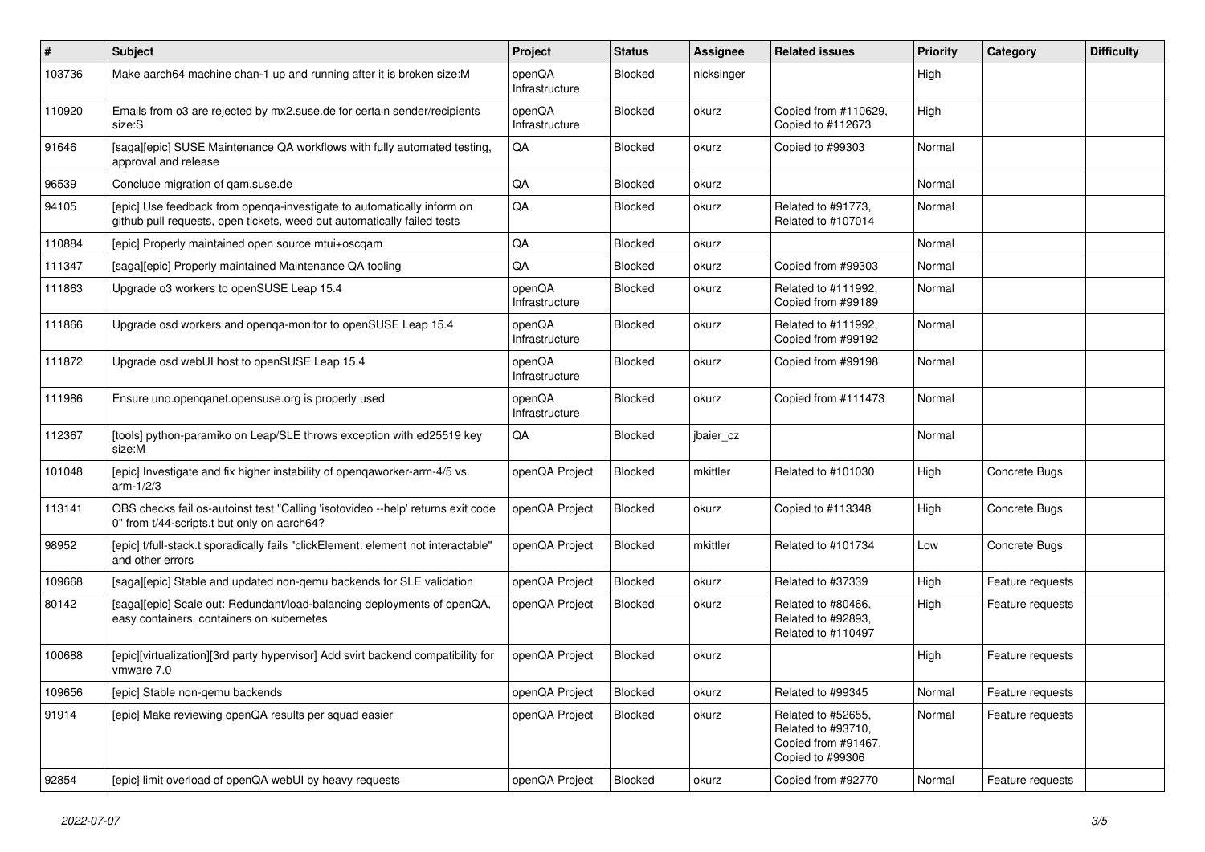| # | Subject | Project | Status | Assignee | Related issues | Priority | Category | Difficulty |
|---|---|---|---|---|---|---|---|---|
| 103736 | Make aarch64 machine chan-1 up and running after it is broken size:M | openQA Infrastructure | Blocked | nicksinger | | High | | |
| 110920 | Emails from o3 are rejected by mx2.suse.de for certain sender/recipients size:S | openQA Infrastructure | Blocked | okurz | Copied from #110629, Copied to #112673 | High | | |
| 91646 | [saga][epic] SUSE Maintenance QA workflows with fully automated testing, approval and release | QA | Blocked | okurz | Copied to #99303 | Normal | | |
| 96539 | Conclude migration of qam.suse.de | QA | Blocked | okurz | | Normal | | |
| 94105 | [epic] Use feedback from openqa-investigate to automatically inform on github pull requests, open tickets, weed out automatically failed tests | QA | Blocked | okurz | Related to #91773, Related to #107014 | Normal | | |
| 110884 | [epic] Properly maintained open source mtui+oscqam | QA | Blocked | okurz | | Normal | | |
| 111347 | [saga][epic] Properly maintained Maintenance QA tooling | QA | Blocked | okurz | Copied from #99303 | Normal | | |
| 111863 | Upgrade o3 workers to openSUSE Leap 15.4 | openQA Infrastructure | Blocked | okurz | Related to #111992, Copied from #99189 | Normal | | |
| 111866 | Upgrade osd workers and openqa-monitor to openSUSE Leap 15.4 | openQA Infrastructure | Blocked | okurz | Related to #111992, Copied from #99192 | Normal | | |
| 111872 | Upgrade osd webUI host to openSUSE Leap 15.4 | openQA Infrastructure | Blocked | okurz | Copied from #99198 | Normal | | |
| 111986 | Ensure uno.openqanet.opensuse.org is properly used | openQA Infrastructure | Blocked | okurz | Copied from #111473 | Normal | | |
| 112367 | [tools] python-paramiko on Leap/SLE throws exception with ed25519 key size:M | QA | Blocked | jbaier_cz | | Normal | | |
| 101048 | [epic] Investigate and fix higher instability of openqaworker-arm-4/5 vs. arm-1/2/3 | openQA Project | Blocked | mkittler | Related to #101030 | High | Concrete Bugs | |
| 113141 | OBS checks fail os-autoinst test "Calling 'isotovideo --help' returns exit code 0" from t/44-scripts.t but only on aarch64? | openQA Project | Blocked | okurz | Copied to #113348 | High | Concrete Bugs | |
| 98952 | [epic] t/full-stack.t sporadically fails "clickElement: element not interactable" and other errors | openQA Project | Blocked | mkittler | Related to #101734 | Low | Concrete Bugs | |
| 109668 | [saga][epic] Stable and updated non-qemu backends for SLE validation | openQA Project | Blocked | okurz | Related to #37339 | High | Feature requests | |
| 80142 | [saga][epic] Scale out: Redundant/load-balancing deployments of openQA, easy containers, containers on kubernetes | openQA Project | Blocked | okurz | Related to #80466, Related to #92893, Related to #110497 | High | Feature requests | |
| 100688 | [epic][virtualization][3rd party hypervisor] Add svirt backend compatibility for vmware 7.0 | openQA Project | Blocked | okurz | | High | Feature requests | |
| 109656 | [epic] Stable non-qemu backends | openQA Project | Blocked | okurz | Related to #99345 | Normal | Feature requests | |
| 91914 | [epic] Make reviewing openQA results per squad easier | openQA Project | Blocked | okurz | Related to #52655, Related to #93710, Copied from #91467, Copied to #99306 | Normal | Feature requests | |
| 92854 | [epic] limit overload of openQA webUI by heavy requests | openQA Project | Blocked | okurz | Copied from #92770 | Normal | Feature requests | |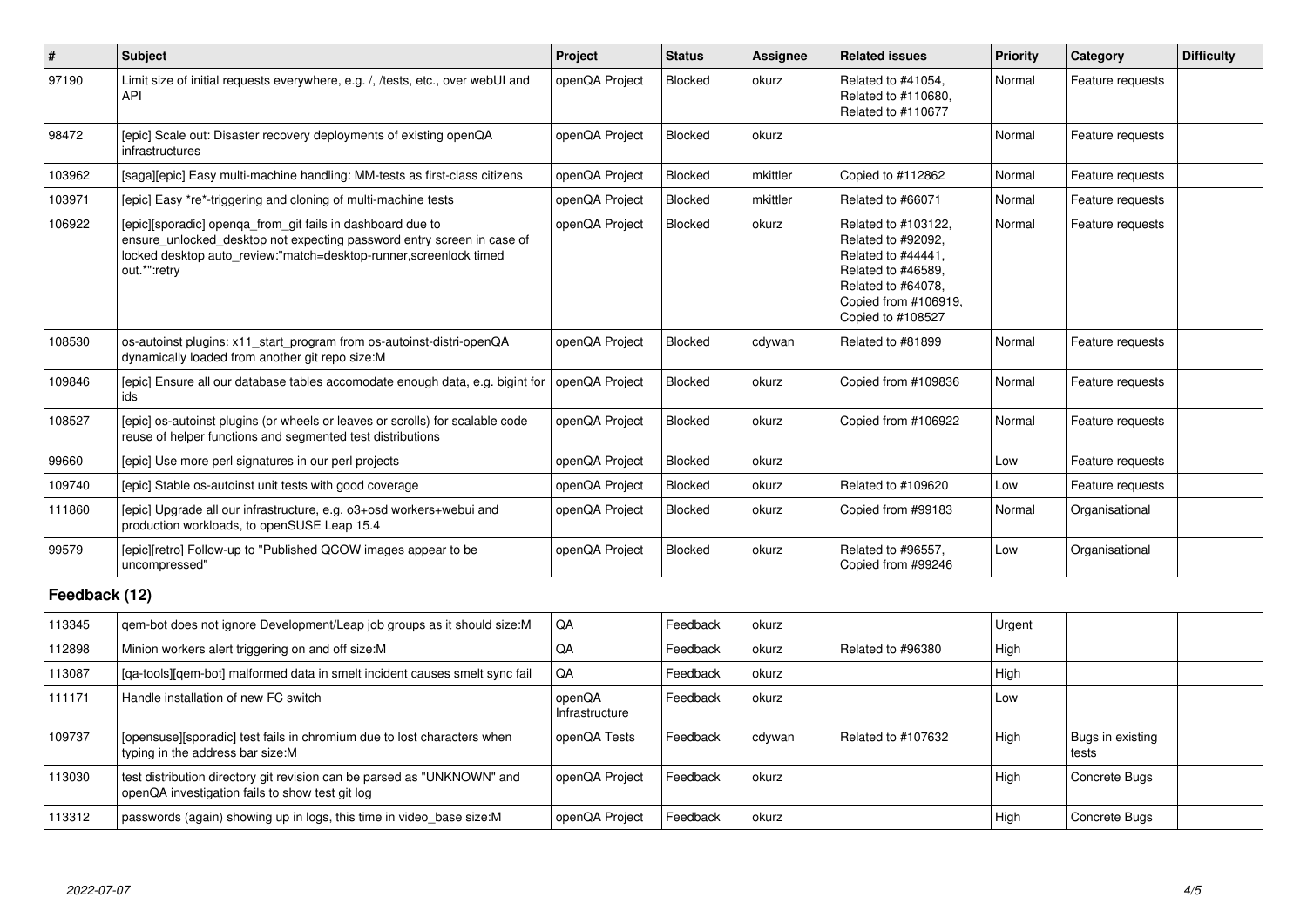| # | Subject | Project | Status | Assignee | Related issues | Priority | Category | Difficulty |
|---|---|---|---|---|---|---|---|---|
| 97190 | Limit size of initial requests everywhere, e.g. /, /tests, etc., over webUI and API | openQA Project | Blocked | okurz | Related to #41054, Related to #110680, Related to #110677 | Normal | Feature requests | |
| 98472 | [epic] Scale out: Disaster recovery deployments of existing openQA infrastructures | openQA Project | Blocked | okurz | | Normal | Feature requests | |
| 103962 | [saga][epic] Easy multi-machine handling: MM-tests as first-class citizens | openQA Project | Blocked | mkittler | Copied to #112862 | Normal | Feature requests | |
| 103971 | [epic] Easy *re*-triggering and cloning of multi-machine tests | openQA Project | Blocked | mkittler | Related to #66071 | Normal | Feature requests | |
| 106922 | [epic][sporadic] openqa_from_git fails in dashboard due to ensure_unlocked_desktop not expecting password entry screen in case of locked desktop auto_review:"match=desktop-runner,screenlock timed out.*":retry | openQA Project | Blocked | okurz | Related to #103122, Related to #92092, Related to #44441, Related to #46589, Related to #64078, Copied from #106919, Copied to #108527 | Normal | Feature requests | |
| 108530 | os-autoinst plugins: x11_start_program from os-autoinst-distri-openQA dynamically loaded from another git repo size:M | openQA Project | Blocked | cdywan | Related to #81899 | Normal | Feature requests | |
| 109846 | [epic] Ensure all our database tables accomodate enough data, e.g. bigint for ids | openQA Project | Blocked | okurz | Copied from #109836 | Normal | Feature requests | |
| 108527 | [epic] os-autoinst plugins (or wheels or leaves or scrolls) for scalable code reuse of helper functions and segmented test distributions | openQA Project | Blocked | okurz | Copied from #106922 | Normal | Feature requests | |
| 99660 | [epic] Use more perl signatures in our perl projects | openQA Project | Blocked | okurz | | Low | Feature requests | |
| 109740 | [epic] Stable os-autoinst unit tests with good coverage | openQA Project | Blocked | okurz | Related to #109620 | Low | Feature requests | |
| 111860 | [epic] Upgrade all our infrastructure, e.g. o3+osd workers+webui and production workloads, to openSUSE Leap 15.4 | openQA Project | Blocked | okurz | Copied from #99183 | Normal | Organisational | |
| 99579 | [epic][retro] Follow-up to "Published QCOW images appear to be uncompressed" | openQA Project | Blocked | okurz | Related to #96557, Copied from #99246 | Low | Organisational | |
| **Feedback (12)** | | | | | | | | |
| 113345 | qem-bot does not ignore Development/Leap job groups as it should size:M | QA | Feedback | okurz | | Urgent | | |
| 112898 | Minion workers alert triggering on and off size:M | QA | Feedback | okurz | Related to #96380 | High | | |
| 113087 | [qa-tools][qem-bot] malformed data in smelt incident causes smelt sync fail | QA | Feedback | okurz | | High | | |
| 111171 | Handle installation of new FC switch | openQA Infrastructure | Feedback | okurz | | Low | | |
| 109737 | [opensuse][sporadic] test fails in chromium due to lost characters when typing in the address bar size:M | openQA Tests | Feedback | cdywan | Related to #107632 | High | Bugs in existing tests | |
| 113030 | test distribution directory git revision can be parsed as "UNKNOWN" and openQA investigation fails to show test git log | openQA Project | Feedback | okurz | | High | Concrete Bugs | |
| 113312 | passwords (again) showing up in logs, this time in video_base size:M | openQA Project | Feedback | okurz | | High | Concrete Bugs | |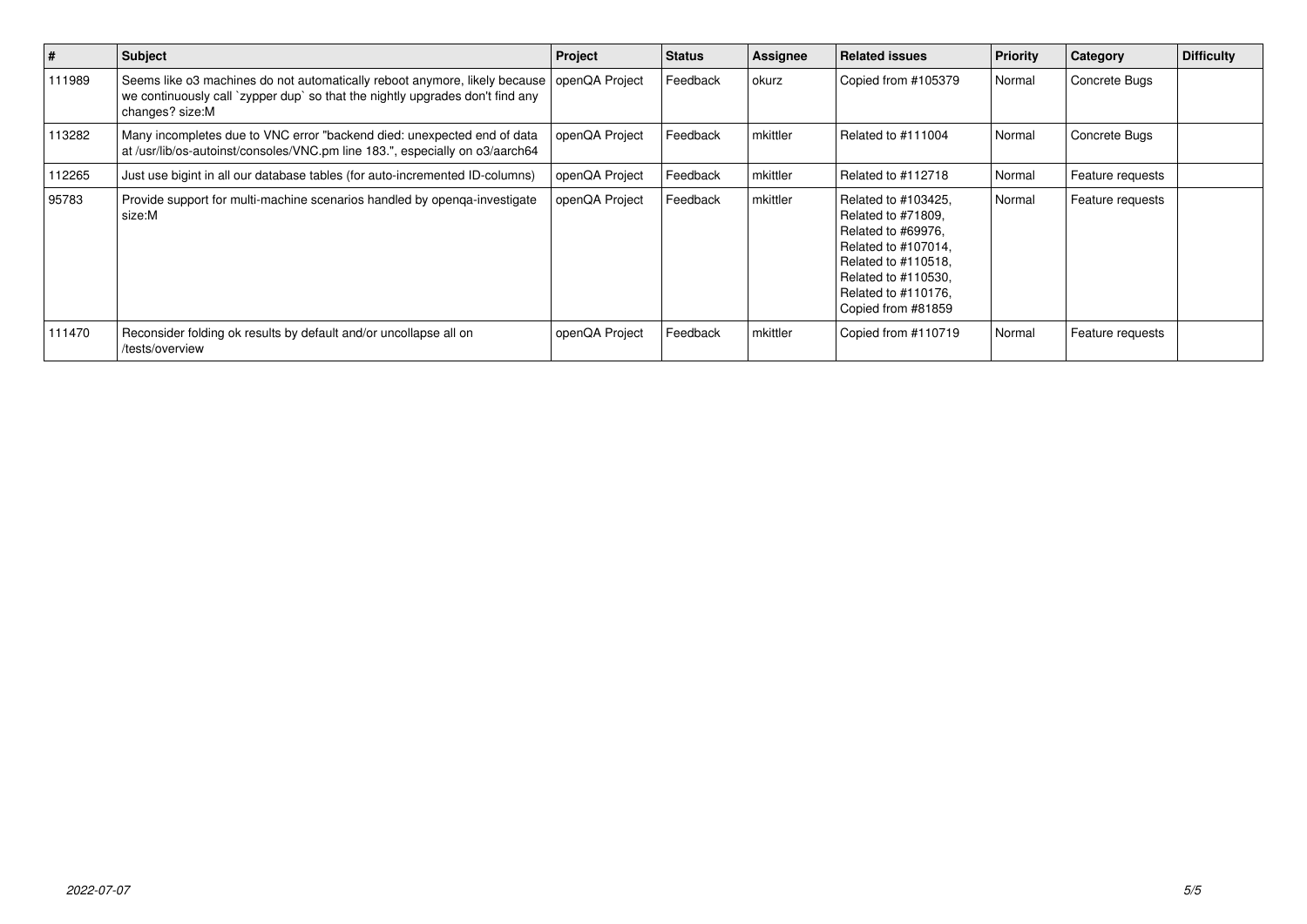| # | Subject | Project | Status | Assignee | Related issues | Priority | Category | Difficulty |
|---|---|---|---|---|---|---|---|---|
| 111989 | Seems like o3 machines do not automatically reboot anymore, likely because we continuously call `zypper dup` so that the nightly upgrades don't find any changes? size:M | openQA Project | Feedback | okurz | Copied from #105379 | Normal | Concrete Bugs | |
| 113282 | Many incompletes due to VNC error "backend died: unexpected end of data at /usr/lib/os-autoinst/consoles/VNC.pm line 183.", especially on o3/aarch64 | openQA Project | Feedback | mkittler | Related to #111004 | Normal | Concrete Bugs | |
| 112265 | Just use bigint in all our database tables (for auto-incremented ID-columns) | openQA Project | Feedback | mkittler | Related to #112718 | Normal | Feature requests | |
| 95783 | Provide support for multi-machine scenarios handled by openqa-investigate size:M | openQA Project | Feedback | mkittler | Related to #103425, Related to #71809, Related to #69976, Related to #107014, Related to #110518, Related to #110530, Related to #110176, Copied from #81859 | Normal | Feature requests | |
| 111470 | Reconsider folding ok results by default and/or uncollapse all on /tests/overview | openQA Project | Feedback | mkittler | Copied from #110719 | Normal | Feature requests | |

2022-07-07